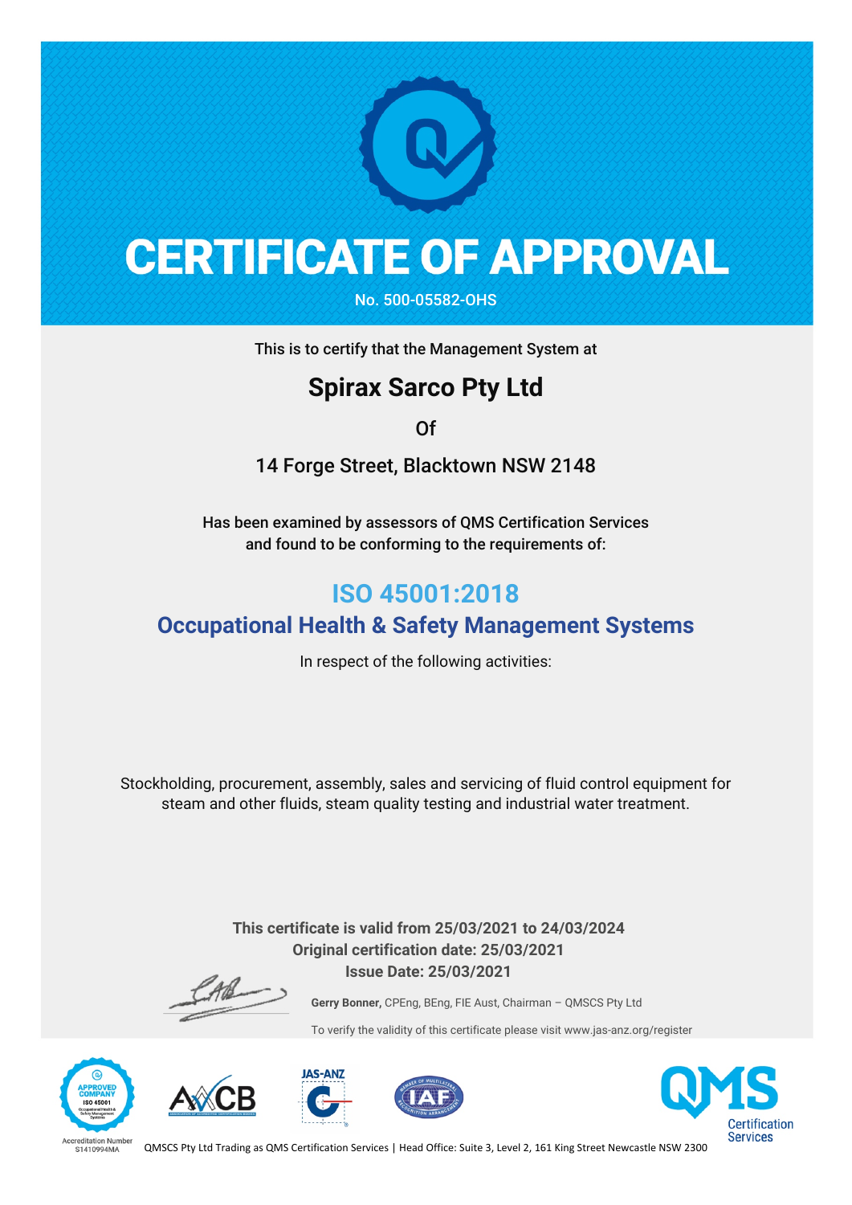# CERTIFICATE OF APPROVAL

No. 500-05582-OHS

This is to certify that the Management System at

## Spirax Sarco Pty Ltd

Of

14 Forge Street, Blacktown NSW 2148

Has been examined by assessors of QMS Certification Services
and found to be conforming to the requirements of:

## ISO 45001:2018

### Occupational Health & Safety Management Systems

In respect of the following activities:

Stockholding, procurement, assembly, sales and servicing of fluid control equipment for steam and other fluids, steam quality testing and industrial water treatment.

**This certificate is valid from 25/03/2021 to 24/03/2024**
**Original certification date: 25/03/2021**
**Issue Date: 25/03/2021**

**Gerry Bonner,** CPEng, BEng, FIE Aust, Chairman – QMSCS Pty Ltd

To verify the validity of this certificate please visit www.jas-anz.org/register

APPROVED COMPANY ISO 45001 Occupational Health & Safety Management Systems

Accreditation Number S1410994MA

QMSCS Pty Ltd Trading as QMS Certification Services | Head Office: Suite 3, Level 2, 161 King Street Newcastle NSW 2300

QMS Certification Services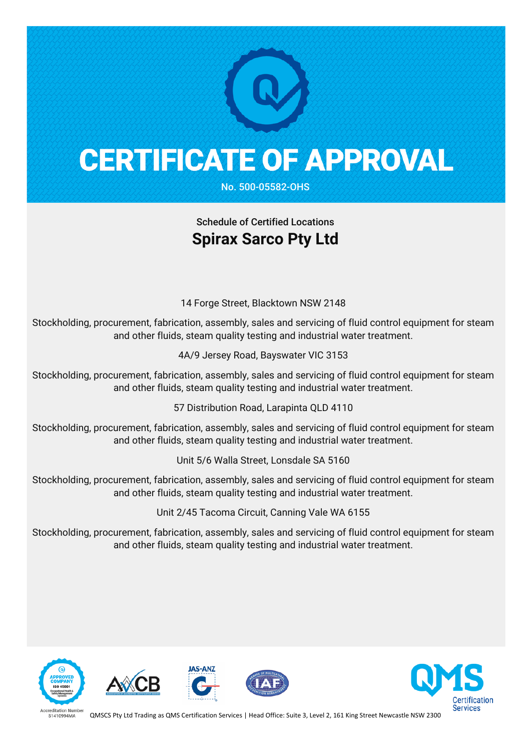# CERTIFICATE OF APPROVAL

No. 500-05582-OHS

Schedule of Certified Locations

## Spirax Sarco Pty Ltd

14 Forge Street, Blacktown NSW 2148

Stockholding, procurement, fabrication, assembly, sales and servicing of fluid control equipment for steam and other fluids, steam quality testing and industrial water treatment.

4A/9 Jersey Road, Bayswater VIC 3153

Stockholding, procurement, fabrication, assembly, sales and servicing of fluid control equipment for steam and other fluids, steam quality testing and industrial water treatment.

57 Distribution Road, Larapinta QLD 4110

Stockholding, procurement, fabrication, assembly, sales and servicing of fluid control equipment for steam and other fluids, steam quality testing and industrial water treatment.

Unit 5/6 Walla Street, Lonsdale SA 5160

Stockholding, procurement, fabrication, assembly, sales and servicing of fluid control equipment for steam and other fluids, steam quality testing and industrial water treatment.

Unit 2/45 Tacoma Circuit, Canning Vale WA 6155

Stockholding, procurement, fabrication, assembly, sales and servicing of fluid control equipment for steam and other fluids, steam quality testing and industrial water treatment.

Accreditation Number S1410994MA

QMSCS Pty Ltd Trading as QMS Certification Services | Head Office: Suite 3, Level 2, 161 King Street Newcastle NSW 2300